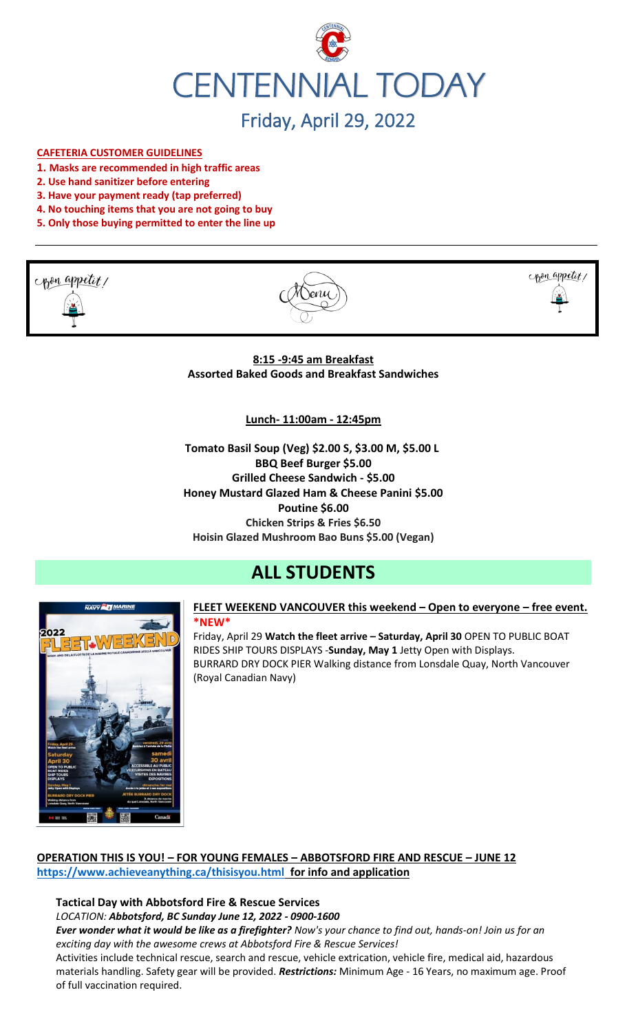# CENTENNIAL TODAY

## Friday, April 29, 2022

**CAFETERIA CUSTOMER GUIDELINES**

1. **Masks are recommended in high traffic areas**
2. **Use hand sanitizer before entering**
3. **Have your payment ready (tap preferred)**
4. **No touching items that you are not going to buy**
5. **Only those buying permitted to enter the line up**

Bon appetit! Menu Bon appetit!

**8:15 -9:45 am Breakfast**
**Assorted Baked Goods and Breakfast Sandwiches**

**Lunch- 11:00am - 12:45pm**

**Tomato Basil Soup (Veg) $2.00 S, $3.00 M, $5.00 L**
**BBQ Beef Burger $5.00**
**Grilled Cheese Sandwich - $5.00**
**Honey Mustard Glazed Ham & Cheese Panini $5.00**
**Poutine $6.00**
**Chicken Strips & Fries $6.50**
**Hoisin Glazed Mushroom Bao Buns $5.00 (Vegan)**

# ALL STUDENTS

**FLEET WEEKEND VANCOUVER this weekend – Open to everyone – free event. *NEW***

Friday, April 29 **Watch the fleet arrive – Saturday, April 30** OPEN TO PUBLIC BOAT RIDES SHIP TOURS DISPLAYS -**Sunday, May 1** Jetty Open with Displays.
BURRARD DRY DOCK PIER Walking distance from Lonsdale Quay, North Vancouver (Royal Canadian Navy)

**OPERATION THIS IS YOU! – FOR YOUNG FEMALES – ABBOTSFORD FIRE AND RESCUE – JUNE 12**
**https://www.achieveanything.ca/thisisyou.html for info and application**

**Tactical Day with Abbotsford Fire & Rescue Services**

*LOCATION: **Abbotsford, BC Sunday June 12, 2022 - 0900-1600***

***Ever wonder what it would be like as a firefighter? Now's your chance to find out, hands-on! Join us for an exciting day with the awesome crews at Abbotsford Fire & Rescue Services!***

Activities include technical rescue, search and rescue, vehicle extrication, vehicle fire, medical aid, hazardous materials handling. Safety gear will be provided. ***Restrictions:*** Minimum Age - 16 Years, no maximum age. Proof of full vaccination required.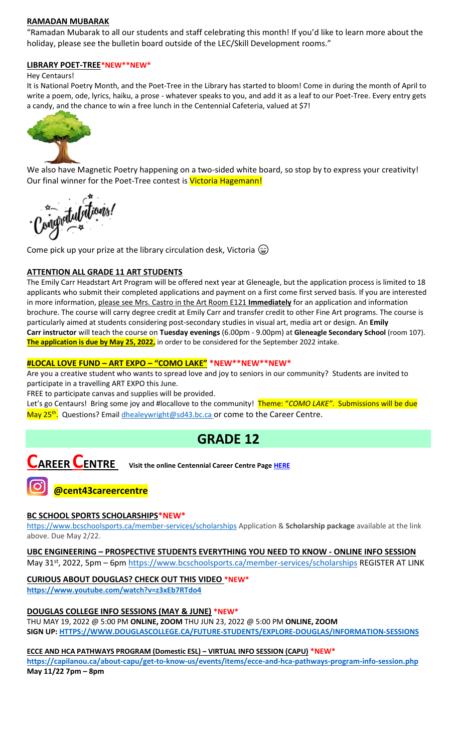**RAMADAN MUBARAK**

"Ramadan Mubarak to all our students and staff celebrating this month! If you'd like to learn more about the holiday, please see the bulletin board outside of the LEC/Skill Development rooms."

**LIBRARY POET-TREE*NEW**NEW***

Hey Centaurs!

It is National Poetry Month, and the Poet-Tree in the Library has started to bloom! Come in during the month of April to write a poem, ode, lyrics, haiku, a prose - whatever speaks to you, and add it as a leaf to our Poet-Tree. Every entry gets a candy, and the chance to win a free lunch in the Centennial Cafeteria, valued at $7!

We also have Magnetic Poetry happening on a two-sided white board, so stop by to express your creativity! Our final winner for the Poet-Tree contest is Victoria Hagemann!

Congratulations!

Come pick up your prize at the library circulation desk, Victoria 😄

**ATTENTION ALL GRADE 11 ART STUDENTS**

The Emily Carr Headstart Art Program will be offered next year at Gleneagle, but the application process is limited to 18 applicants who submit their completed applications and payment on a first come first served basis. If you are interested in more information, please see Mrs. Castro in the Art Room E121 **Immediately** for an application and information brochure. The course will carry degree credit at Emily Carr and transfer credit to other Fine Art programs. The course is particularly aimed at students considering post-secondary studies in visual art, media art or design. An **Emily Carr instructor** will teach the course on **Tuesday evenings** (6.00pm - 9.00pm) at **Gleneagle Secondary School** (room 107). **The application is due by May 25, 2022,** in order to be considered for the September 2022 intake.

**#LOCAL LOVE FUND – ART EXPO – "COMO LAKE" *NEW**NEW**NEW***

Are you a creative student who wants to spread love and joy to seniors in our community? Students are invited to participate in a travelling ART EXPO this June.

FREE to participate canvas and supplies will be provided.

Let's go Centaurs! Bring some joy and #locallove to the community! Theme: "*COMO LAKE"*. Submissions will be due May 25th. Questions? Email dhealeywright@sd43.bc.ca or come to the Career Centre.

# GRADE 12

## CAREER CENTRE

Visit the online Centennial Career Centre Page HERE

**@cent43careercentre**

**BC SCHOOL SPORTS SCHOLARSHIPS*NEW***

https://www.bcschoolsports.ca/member-services/scholarships Application & **Scholarship package** available at the link above. Due May 2/22.

**UBC ENGINEERING – PROSPECTIVE STUDENTS EVERYTHING YOU NEED TO KNOW - ONLINE INFO SESSION**

May 31st, 2022, 5pm – 6pm https://www.bcschoolsports.ca/member-services/scholarships REGISTER AT LINK

**CURIOUS ABOUT DOUGLAS? CHECK OUT THIS VIDEO *NEW***

**https://www.youtube.com/watch?v=z3xEb7RTdo4**

**DOUGLAS COLLEGE INFO SESSIONS (MAY & JUNE) *NEW***

THU MAY 19, 2022 @ 5:00 PM **ONLINE, ZOOM** THU JUN 23, 2022 @ 5:00 PM **ONLINE, ZOOM**

**SIGN UP: HTTPS://WWW.DOUGLASCOLLEGE.CA/FUTURE-STUDENTS/EXPLORE-DOUGLAS/INFORMATION-SESSIONS**

**ECCE AND HCA PATHWAYS PROGRAM (Domestic ESL) – VIRTUAL INFO SESSION (CAPU) *NEW***

**https://capilanou.ca/about-capu/get-to-know-us/events/items/ecce-and-hca-pathways-program-info-session.php**

**May 11/22 7pm – 8pm**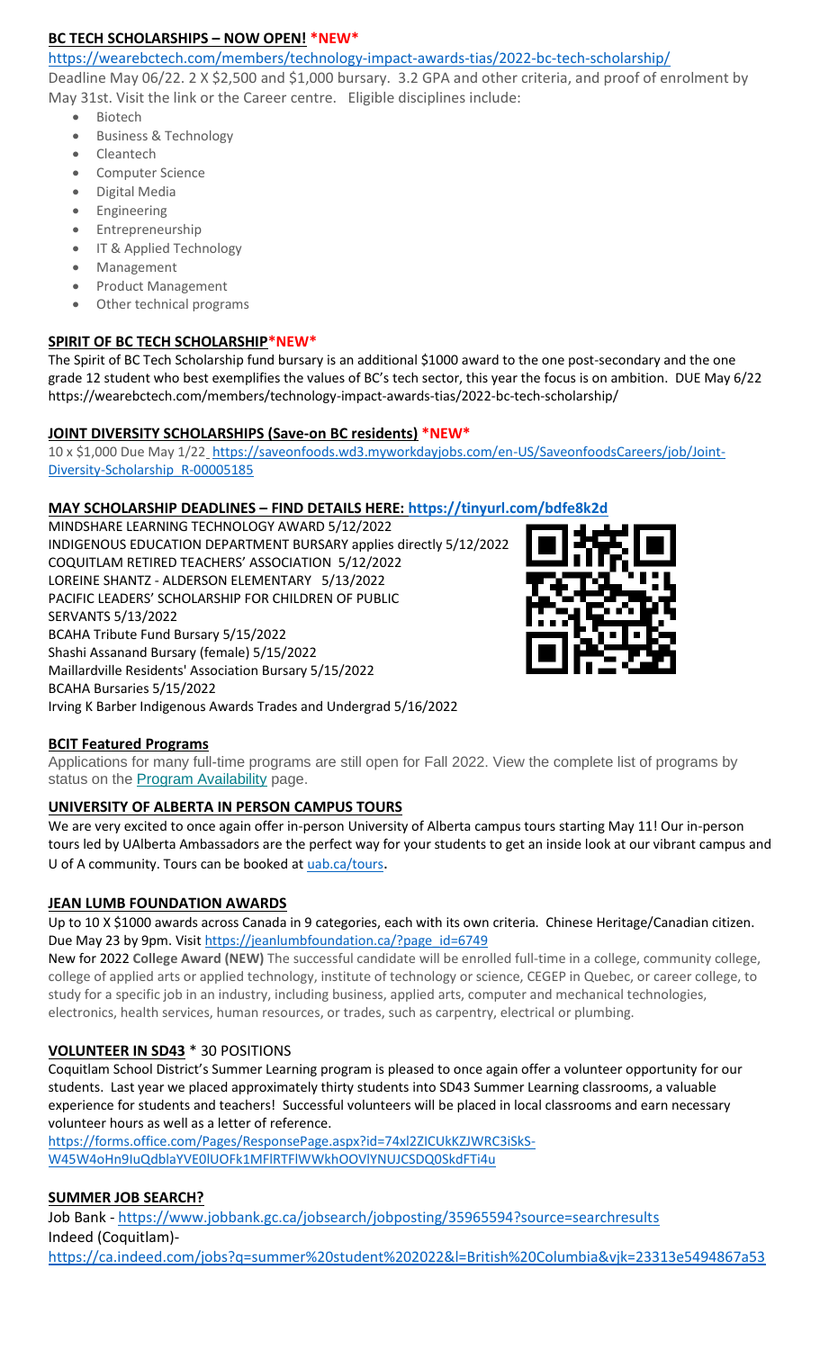## BC TECH SCHOLARSHIPS – NOW OPEN! *NEW*

https://wearebctech.com/members/technology-impact-awards-tias/2022-bc-tech-scholarship/

Deadline May 06/22. 2 X $2,500 and $1,000 bursary. 3.2 GPA and other criteria, and proof of enrolment by May 31st. Visit the link or the Career centre. Eligible disciplines include:

- Biotech
- Business & Technology
- Cleantech
- Computer Science
- Digital Media
- Engineering
- Entrepreneurship
- IT & Applied Technology
- Management
- Product Management
- Other technical programs

## SPIRIT OF BC TECH SCHOLARSHIP*NEW*

The Spirit of BC Tech Scholarship fund bursary is an additional $1000 award to the one post-secondary and the one grade 12 student who best exemplifies the values of BC's tech sector, this year the focus is on ambition. DUE May 6/22 https://wearebctech.com/members/technology-impact-awards-tias/2022-bc-tech-scholarship/

## JOINT DIVERSITY SCHOLARSHIPS (Save-on BC residents) *NEW*

10 x $1,000 Due May 1/22 https://saveonfoods.wd3.myworkdayjobs.com/en-US/SaveonfoodsCareers/job/Joint-Diversity-Scholarship_R-00005185

## MAY SCHOLARSHIP DEADLINES – FIND DETAILS HERE: https://tinyurl.com/bdfe8k2d

MINDSHARE LEARNING TECHNOLOGY AWARD 5/12/2022
INDIGENOUS EDUCATION DEPARTMENT BURSARY applies directly 5/12/2022
COQUITLAM RETIRED TEACHERS' ASSOCIATION 5/12/2022
LOREINE SHANTZ - ALDERSON ELEMENTARY 5/13/2022
PACIFIC LEADERS' SCHOLARSHIP FOR CHILDREN OF PUBLIC SERVANTS 5/13/2022
BCAHA Tribute Fund Bursary 5/15/2022
Shashi Assanand Bursary (female) 5/15/2022
Maillardville Residents' Association Bursary 5/15/2022
BCAHA Bursaries 5/15/2022
Irving K Barber Indigenous Awards Trades and Undergrad 5/16/2022

## BCIT Featured Programs

Applications for many full-time programs are still open for Fall 2022. View the complete list of programs by status on the Program Availability page.

## UNIVERSITY OF ALBERTA IN PERSON CAMPUS TOURS

We are very excited to once again offer in-person University of Alberta campus tours starting May 11! Our in-person tours led by UAlberta Ambassadors are the perfect way for your students to get an inside look at our vibrant campus and U of A community. Tours can be booked at uab.ca/tours.

## JEAN LUMB FOUNDATION AWARDS

Up to 10 X $1000 awards across Canada in 9 categories, each with its own criteria. Chinese Heritage/Canadian citizen. Due May 23 by 9pm. Visit https://jeanlumbfoundation.ca/?page_id=6749

New for 2022 **College Award (NEW)** The successful candidate will be enrolled full-time in a college, community college, college of applied arts or applied technology, institute of technology or science, CEGEP in Quebec, or career college, to study for a specific job in an industry, including business, applied arts, computer and mechanical technologies, electronics, health services, human resources, or trades, such as carpentry, electrical or plumbing.

## VOLUNTEER IN SD43 * 30 POSITIONS

Coquitlam School District's Summer Learning program is pleased to once again offer a volunteer opportunity for our students. Last year we placed approximately thirty students into SD43 Summer Learning classrooms, a valuable experience for students and teachers! Successful volunteers will be placed in local classrooms and earn necessary volunteer hours as well as a letter of reference.

https://forms.office.com/Pages/ResponsePage.aspx?id=74xl2ZICUkKZJWRC3iSkS-W45W4oHn9IuQdblaYVE0lUOFk1MFlRTFlWWkhOOVlYNUJCSDQ0SkdFTi4u

## SUMMER JOB SEARCH?

Job Bank - https://www.jobbank.gc.ca/jobsearch/jobposting/35965594?source=searchresults
Indeed (Coquitlam)-
https://ca.indeed.com/jobs?q=summer%20student%202022&l=British%20Columbia&vjk=23313e5494867a53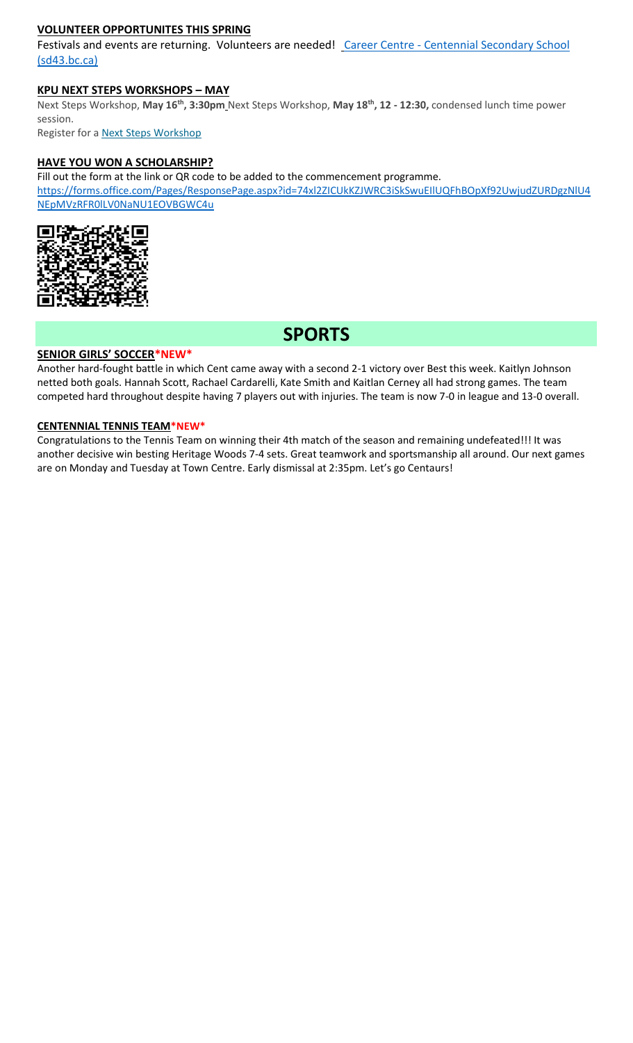**VOLUNTEER OPPORTUNITES THIS SPRING**

Festivals and events are returning. Volunteers are needed! [Career Centre - Centennial Secondary School (sd43.bc.ca)]

**KPU NEXT STEPS WORKSHOPS – MAY**

Next Steps Workshop, **May 16th, 3:30pm** Next Steps Workshop, **May 18th, 12 - 12:30,** condensed lunch time power session.

Register for a Next Steps Workshop

**HAVE YOU WON A SCHOLARSHIP?**

Fill out the form at the link or QR code to be added to the commencement programme.

https://forms.office.com/Pages/ResponsePage.aspx?id=74xl2ZICUkKZJWRC3iSkSwuEIlUQFhBOpXf92UwjudZURDgzNlU4NEpMVzRFR0lLV0NaNU1EOVBGWC4u

# SPORTS

**SENIOR GIRLS' SOCCER*NEW***

Another hard-fought battle in which Cent came away with a second 2-1 victory over Best this week. Kaitlyn Johnson netted both goals. Hannah Scott, Rachael Cardarelli, Kate Smith and Kaitlan Cerney all had strong games. The team competed hard throughout despite having 7 players out with injuries. The team is now 7-0 in league and 13-0 overall.

**CENTENNIAL TENNIS TEAM*NEW***

Congratulations to the Tennis Team on winning their 4th match of the season and remaining undefeated!!! It was another decisive win besting Heritage Woods 7-4 sets. Great teamwork and sportsmanship all around. Our next games are on Monday and Tuesday at Town Centre. Early dismissal at 2:35pm. Let's go Centaurs!